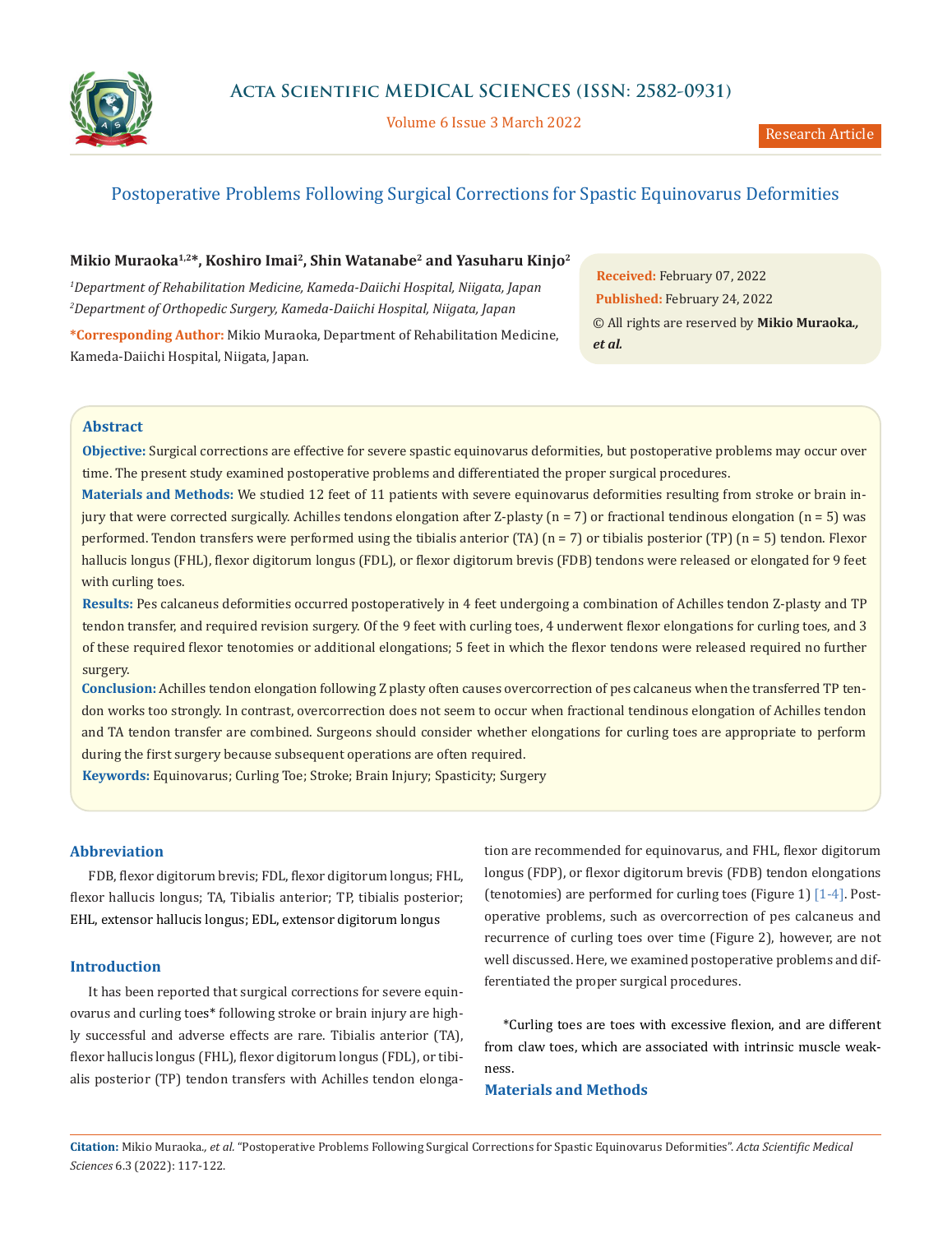# Postoperative Problems Following Surgical Corrections for Spastic Equinovarus Deformities

**Mikio Muraoka[1,2]*, Koshiro Imai[2], Shin Watanabe[2] and Yasuharu Kinjo[2]**

[1]*Department of Rehabilitation Medicine, Kameda-Daiichi Hospital, Niigata, Japan*
[2]*Department of Orthopedic Surgery, Kameda-Daiichi Hospital, Niigata, Japan*

**\*Corresponding Author:** Mikio Muraoka, Department of Rehabilitation Medicine, Kameda-Daiichi Hospital, Niigata, Japan.

**Received:** February 07, 2022
**Published:** February 24, 2022
© All rights are reserved by **Mikio Muraoka., *et al.***

## Abstract

**Objective:** Surgical corrections are effective for severe spastic equinovarus deformities, but postoperative problems may occur over time. The present study examined postoperative problems and differentiated the proper surgical procedures.

**Materials and Methods:** We studied 12 feet of 11 patients with severe equinovarus deformities resulting from stroke or brain injury that were corrected surgically. Achilles tendons elongation after Z-plasty (n = 7) or fractional tendinous elongation (n = 5) was performed. Tendon transfers were performed using the tibialis anterior (TA) (n = 7) or tibialis posterior (TP) (n = 5) tendon. Flexor hallucis longus (FHL), flexor digitorum longus (FDL), or flexor digitorum brevis (FDB) tendons were released or elongated for 9 feet with curling toes.

**Results:** Pes calcaneus deformities occurred postoperatively in 4 feet undergoing a combination of Achilles tendon Z-plasty and TP tendon transfer, and required revision surgery. Of the 9 feet with curling toes, 4 underwent flexor elongations for curling toes, and 3 of these required flexor tenotomies or additional elongations; 5 feet in which the flexor tendons were released required no further surgery.

**Conclusion:** Achilles tendon elongation following Z plasty often causes overcorrection of pes calcaneus when the transferred TP tendon works too strongly. In contrast, overcorrection does not seem to occur when fractional tendinous elongation of Achilles tendon and TA tendon transfer are combined. Surgeons should consider whether elongations for curling toes are appropriate to perform during the first surgery because subsequent operations are often required.

**Keywords:** Equinovarus; Curling Toe; Stroke; Brain Injury; Spasticity; Surgery

## Abbreviation

FDB, flexor digitorum brevis; FDL, flexor digitorum longus; FHL, flexor hallucis longus; TA, Tibialis anterior; TP, tibialis posterior; EHL, extensor hallucis longus; EDL, extensor digitorum longus

## Introduction

It has been reported that surgical corrections for severe equinovarus and curling toes* following stroke or brain injury are highly successful and adverse effects are rare. Tibialis anterior (TA), flexor hallucis longus (FHL), flexor digitorum longus (FDL), or tibialis posterior (TP) tendon transfers with Achilles tendon elongation are recommended for equinovarus, and FHL, flexor digitorum longus (FDP), or flexor digitorum brevis (FDB) tendon elongations (tenotomies) are performed for curling toes (Figure 1) [1-4]. Postoperative problems, such as overcorrection of pes calcaneus and recurrence of curling toes over time (Figure 2), however, are not well discussed. Here, we examined postoperative problems and differentiated the proper surgical procedures.

*Curling toes are toes with excessive flexion, and are different from claw toes, which are associated with intrinsic muscle weakness.

## Materials and Methods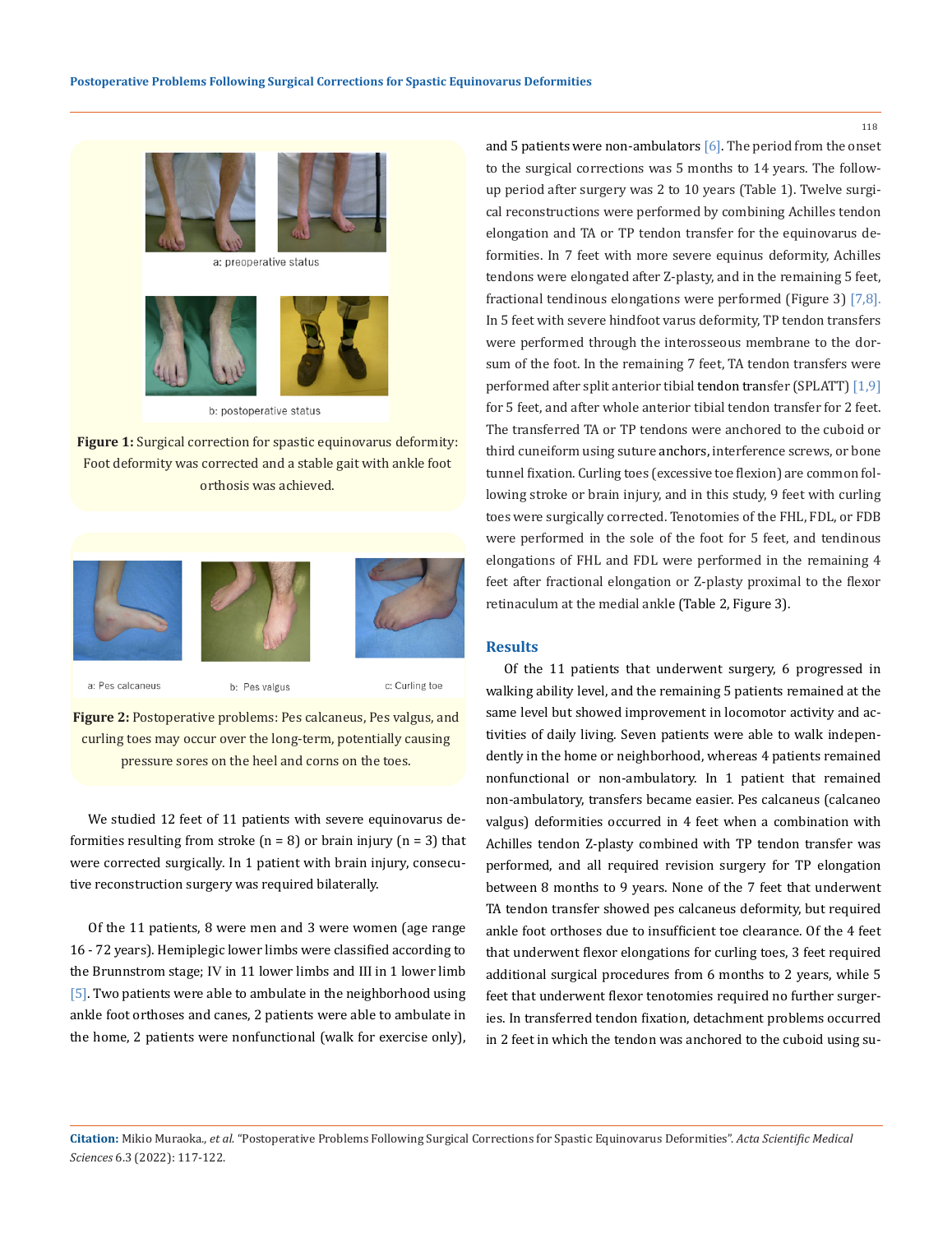Figure 1: Surgical correction for spastic equinovarus deformity: Foot deformity was corrected and a stable gait with ankle foot orthosis was achieved.

Figure 2: Postoperative problems: Pes calcaneus, Pes valgus, and curling toes may occur over the long-term, potentially causing pressure sores on the heel and corns on the toes.

We studied 12 feet of 11 patients with severe equinovarus deformities resulting from stroke (n = 8) or brain injury (n = 3) that were corrected surgically. In 1 patient with brain injury, consecutive reconstruction surgery was required bilaterally.

Of the 11 patients, 8 were men and 3 were women (age range 16 - 72 years). Hemiplegic lower limbs were classified according to the Brunnstrom stage; IV in 11 lower limbs and III in 1 lower limb [5]. Two patients were able to ambulate in the neighborhood using ankle foot orthoses and canes, 2 patients were able to ambulate in the home, 2 patients were nonfunctional (walk for exercise only), and 5 patients were non-ambulators [6]. The period from the onset to the surgical corrections was 5 months to 14 years. The follow-up period after surgery was 2 to 10 years (Table 1). Twelve surgical reconstructions were performed by combining Achilles tendon elongation and TA or TP tendon transfer for the equinovarus deformities. In 7 feet with more severe equinus deformity, Achilles tendons were elongated after Z-plasty, and in the remaining 5 feet, fractional tendinous elongations were performed (Figure 3) [7,8]. In 5 feet with severe hindfoot varus deformity, TP tendon transfers were performed through the interosseous membrane to the dorsum of the foot. In the remaining 7 feet, TA tendon transfers were performed after split anterior tibial tendon transfer (SPLATT) [1,9] for 5 feet, and after whole anterior tibial tendon transfer for 2 feet. The transferred TA or TP tendons were anchored to the cuboid or third cuneiform using suture anchors, interference screws, or bone tunnel fixation. Curling toes (excessive toe flexion) are common following stroke or brain injury, and in this study, 9 feet with curling toes were surgically corrected. Tenotomies of the FHL, FDL, or FDB were performed in the sole of the foot for 5 feet, and tendinous elongations of FHL and FDL were performed in the remaining 4 feet after fractional elongation or Z-plasty proximal to the flexor retinaculum at the medial ankle (Table 2, Figure 3).

## Results

Of the 11 patients that underwent surgery, 6 progressed in walking ability level, and the remaining 5 patients remained at the same level but showed improvement in locomotor activity and activities of daily living. Seven patients were able to walk independently in the home or neighborhood, whereas 4 patients remained nonfunctional or non-ambulatory. In 1 patient that remained non-ambulatory, transfers became easier. Pes calcaneus (calcaneo valgus) deformities occurred in 4 feet when a combination with Achilles tendon Z-plasty combined with TP tendon transfer was performed, and all required revision surgery for TP elongation between 8 months to 9 years. None of the 7 feet that underwent TA tendon transfer showed pes calcaneus deformity, but required ankle foot orthoses due to insufficient toe clearance. Of the 4 feet that underwent flexor elongations for curling toes, 3 feet required additional surgical procedures from 6 months to 2 years, while 5 feet that underwent flexor tenotomies required no further surgeries. In transferred tendon fixation, detachment problems occurred in 2 feet in which the tendon was anchored to the cuboid using su-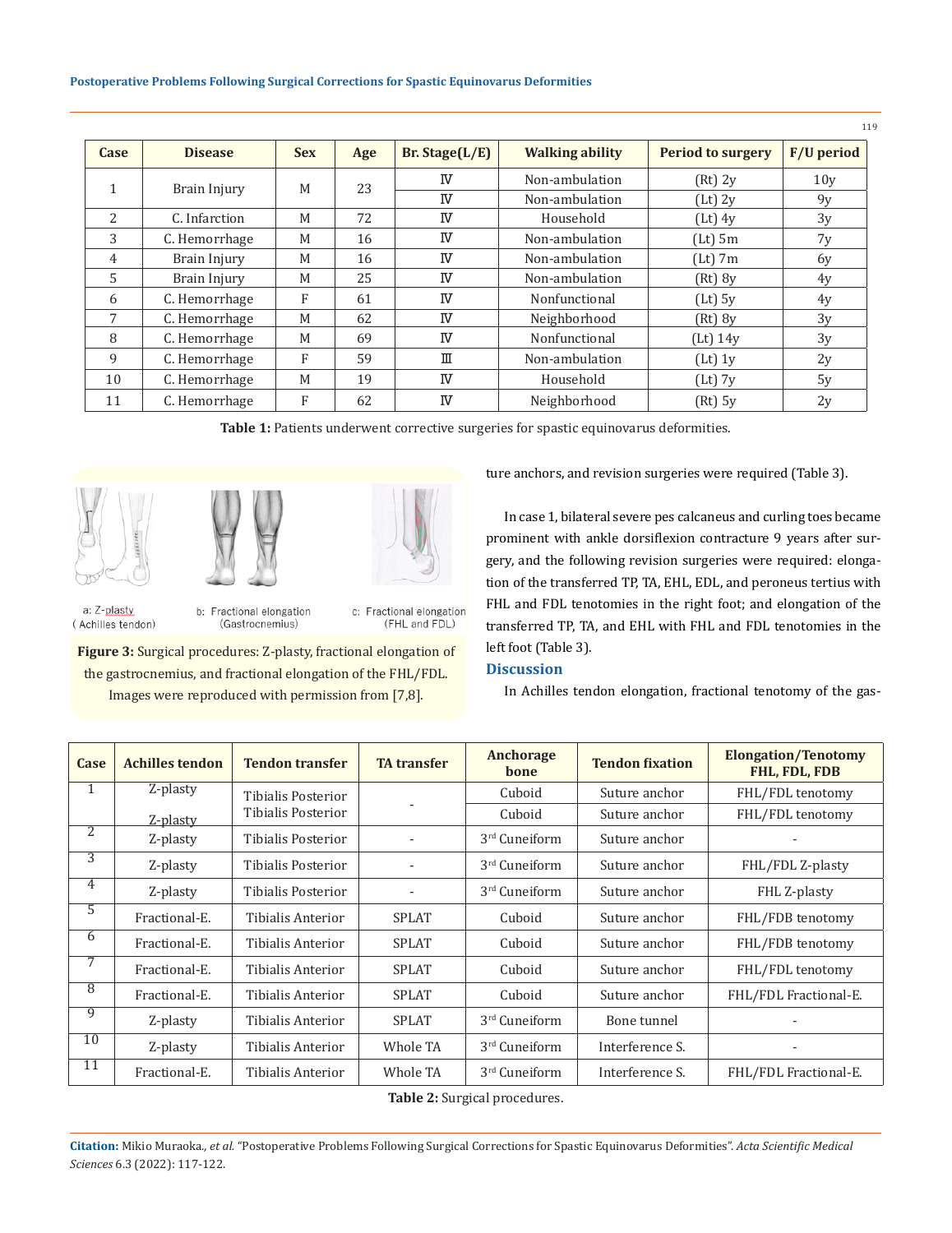| Case | Disease | Sex | Age | Br. Stage(L/E) | Walking ability | Period to surgery | F/U period |
|---|---|---|---|---|---|---|---|
| 1 | Brain Injury | M | 23 | Ⅳ | Non-ambulation | (Rt) 2y | 10y |
| | | | | Ⅳ | Non-ambulation | (Lt) 2y | 9y |
| 2 | C. Infarction | M | 72 | Ⅳ | Household | (Lt) 4y | 3y |
| 3 | C. Hemorrhage | M | 16 | Ⅳ | Non-ambulation | (Lt) 5m | 7y |
| 4 | Brain Injury | M | 16 | Ⅳ | Non-ambulation | (Lt) 7m | 6y |
| 5 | Brain Injury | M | 25 | Ⅳ | Non-ambulation | (Rt) 8y | 4y |
| 6 | C. Hemorrhage | F | 61 | Ⅳ | Nonfunctional | (Lt) 5y | 4y |
| 7 | C. Hemorrhage | M | 62 | Ⅳ | Neighborhood | (Rt) 8y | 3y |
| 8 | C. Hemorrhage | M | 69 | Ⅳ | Nonfunctional | (Lt) 14y | 3y |
| 9 | C. Hemorrhage | F | 59 | Ⅲ | Non-ambulation | (Lt) 1y | 2y |
| 10 | C. Hemorrhage | M | 19 | Ⅳ | Household | (Lt) 7y | 5y |
| 11 | C. Hemorrhage | F | 62 | Ⅳ | Neighborhood | (Rt) 5y | 2y |

**Table 1:** Patients underwent corrective surgeries for spastic equinovarus deformities.

a: Z-plasty (Achilles tendon) b: Fractional elongation (Gastrocnemius) c: Fractional elongation (FHL and FDL)

**Figure 3:** Surgical procedures: Z-plasty, fractional elongation of the gastrocnemius, and fractional elongation of the FHL/FDL. Images were reproduced with permission from [7,8].

ture anchors, and revision surgeries were required (Table 3).

In case 1, bilateral severe pes calcaneus and curling toes became prominent with ankle dorsiflexion contracture 9 years after surgery, and the following revision surgeries were required: elongation of the transferred TP, TA, EHL, EDL, and peroneus tertius with FHL and FDL tenotomies in the right foot; and elongation of the transferred TP, TA, and EHL with FHL and FDL tenotomies in the left foot (Table 3).

## Discussion

In Achilles tendon elongation, fractional tenotomy of the gas-

| Case | Achilles tendon | Tendon transfer | TA transfer | Anchorage bone | Tendon fixation | Elongation/Tenotomy FHL, FDL, FDB |
|---|---|---|---|---|---|---|
| 1 | Z-plasty | Tibialis Posterior | - | Cuboid | Suture anchor | FHL/FDL tenotomy |
| | Z-plasty | Tibialis Posterior | | Cuboid | Suture anchor | FHL/FDL tenotomy |
| 2 | Z-plasty | Tibialis Posterior | - | 3rd Cuneiform | Suture anchor | - |
| 3 | Z-plasty | Tibialis Posterior | - | 3rd Cuneiform | Suture anchor | FHL/FDL Z-plasty |
| 4 | Z-plasty | Tibialis Posterior | - | 3rd Cuneiform | Suture anchor | FHL Z-plasty |
| 5 | Fractional-E. | Tibialis Anterior | SPLAT | Cuboid | Suture anchor | FHL/FDB tenotomy |
| 6 | Fractional-E. | Tibialis Anterior | SPLAT | Cuboid | Suture anchor | FHL/FDB tenotomy |
| 7 | Fractional-E. | Tibialis Anterior | SPLAT | Cuboid | Suture anchor | FHL/FDL tenotomy |
| 8 | Fractional-E. | Tibialis Anterior | SPLAT | Cuboid | Suture anchor | FHL/FDL Fractional-E. |
| 9 | Z-plasty | Tibialis Anterior | SPLAT | 3rd Cuneiform | Bone tunnel | - |
| 10 | Z-plasty | Tibialis Anterior | Whole TA | 3rd Cuneiform | Interference S. | - |
| 11 | Fractional-E. | Tibialis Anterior | Whole TA | 3rd Cuneiform | Interference S. | FHL/FDL Fractional-E. |

**Table 2:** Surgical procedures.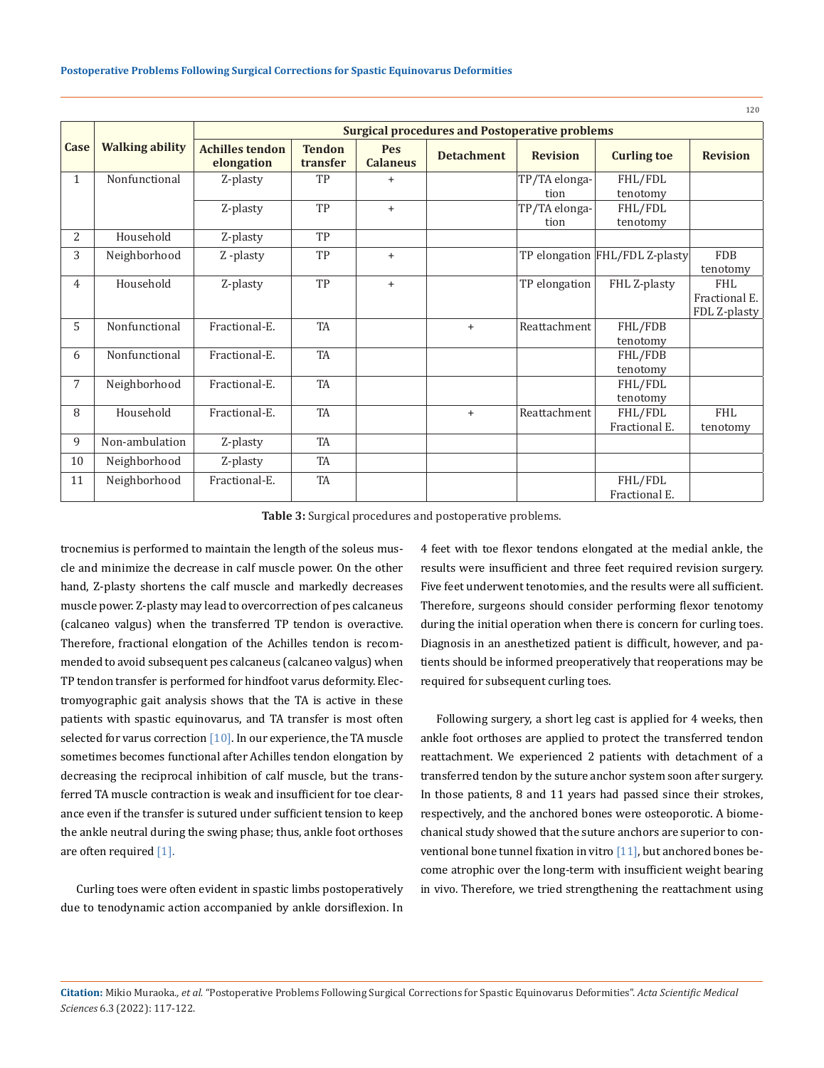| Case | Walking ability | Surgical procedures and Postoperative problems | | | | | | |
|---|---|---|---|---|---|---|---|---|
| | | Achilles tendon elongation | Tendon transfer | Pes Calaneus | Detachment | Revision | Curling toe | Revision |
| 1 | Nonfunctional | Z-plasty | TP | + | | TP/TA elongation | FHL/FDL tenotomy | |
| | | Z-plasty | TP | + | | TP/TA elongation | FHL/FDL tenotomy | |
| 2 | Household | Z-plasty | TP | | | | | |
| 3 | Neighborhood | Z -plasty | TP | + | | TP elongation | FHL/FDL Z-plasty | FDB tenotomy |
| 4 | Household | Z-plasty | TP | + | | TP elongation | FHL Z-plasty | FHL Fractional E. FDL Z-plasty |
| 5 | Nonfunctional | Fractional-E. | TA | | + | Reattachment | FHL/FDB tenotomy | |
| 6 | Nonfunctional | Fractional-E. | TA | | | | FHL/FDB tenotomy | |
| 7 | Neighborhood | Fractional-E. | TA | | | | FHL/FDL tenotomy | |
| 8 | Household | Fractional-E. | TA | | + | Reattachment | FHL/FDL Fractional E. | FHL tenotomy |
| 9 | Non-ambulation | Z-plasty | TA | | | | | |
| 10 | Neighborhood | Z-plasty | TA | | | | | |
| 11 | Neighborhood | Fractional-E. | TA | | | | FHL/FDL Fractional E. | |

**Table 3:** Surgical procedures and postoperative problems.

trocnemius is performed to maintain the length of the soleus muscle and minimize the decrease in calf muscle power. On the other hand, Z-plasty shortens the calf muscle and markedly decreases muscle power. Z-plasty may lead to overcorrection of pes calcaneus (calcaneo valgus) when the transferred TP tendon is overactive. Therefore, fractional elongation of the Achilles tendon is recommended to avoid subsequent pes calcaneus (calcaneo valgus) when TP tendon transfer is performed for hindfoot varus deformity. Electromyographic gait analysis shows that the TA is active in these patients with spastic equinovarus, and TA transfer is most often selected for varus correction [10]. In our experience, the TA muscle sometimes becomes functional after Achilles tendon elongation by decreasing the reciprocal inhibition of calf muscle, but the transferred TA muscle contraction is weak and insufficient for toe clearance even if the transfer is sutured under sufficient tension to keep the ankle neutral during the swing phase; thus, ankle foot orthoses are often required [1].

Curling toes were often evident in spastic limbs postoperatively due to tenodynamic action accompanied by ankle dorsiflexion. In 4 feet with toe flexor tendons elongated at the medial ankle, the results were insufficient and three feet required revision surgery. Five feet underwent tenotomies, and the results were all sufficient. Therefore, surgeons should consider performing flexor tenotomy during the initial operation when there is concern for curling toes. Diagnosis in an anesthetized patient is difficult, however, and patients should be informed preoperatively that reoperations may be required for subsequent curling toes.

Following surgery, a short leg cast is applied for 4 weeks, then ankle foot orthoses are applied to protect the transferred tendon reattachment. We experienced 2 patients with detachment of a transferred tendon by the suture anchor system soon after surgery. In those patients, 8 and 11 years had passed since their strokes, respectively, and the anchored bones were osteoporotic. A biomechanical study showed that the suture anchors are superior to conventional bone tunnel fixation in vitro [11], but anchored bones become atrophic over the long-term with insufficient weight bearing in vivo. Therefore, we tried strengthening the reattachment using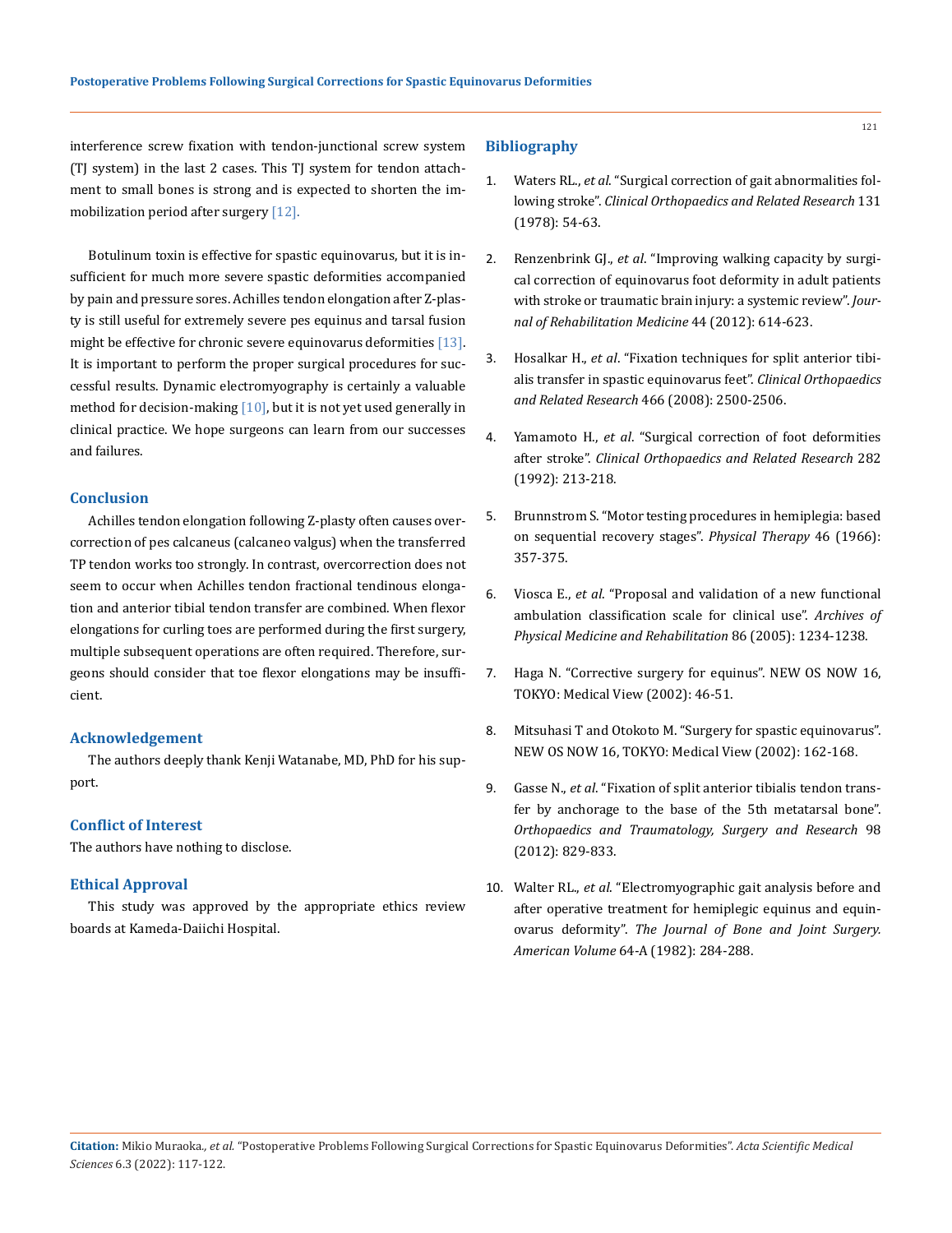interference screw fixation with tendon-junctional screw system (TJ system) in the last 2 cases. This TJ system for tendon attachment to small bones is strong and is expected to shorten the immobilization period after surgery [12].

Botulinum toxin is effective for spastic equinovarus, but it is insufficient for much more severe spastic deformities accompanied by pain and pressure sores. Achilles tendon elongation after Z-plasty is still useful for extremely severe pes equinus and tarsal fusion might be effective for chronic severe equinovarus deformities [13]. It is important to perform the proper surgical procedures for successful results. Dynamic electromyography is certainly a valuable method for decision-making [10], but it is not yet used generally in clinical practice. We hope surgeons can learn from our successes and failures.

## Conclusion

Achilles tendon elongation following Z-plasty often causes overcorrection of pes calcaneus (calcaneo valgus) when the transferred TP tendon works too strongly. In contrast, overcorrection does not seem to occur when Achilles tendon fractional tendinous elongation and anterior tibial tendon transfer are combined. When flexor elongations for curling toes are performed during the first surgery, multiple subsequent operations are often required. Therefore, surgeons should consider that toe flexor elongations may be insufficient.

## Acknowledgement

The authors deeply thank Kenji Watanabe, MD, PhD for his support.

## Conflict of Interest

The authors have nothing to disclose.

## Ethical Approval

This study was approved by the appropriate ethics review boards at Kameda-Daiichi Hospital.

## Bibliography

1. Waters RL., *et al*. "Surgical correction of gait abnormalities following stroke". *Clinical Orthopaedics and Related Research* 131 (1978): 54-63.
2. Renzenbrink GJ., *et al*. "Improving walking capacity by surgical correction of equinovarus foot deformity in adult patients with stroke or traumatic brain injury: a systemic review". *Journal of Rehabilitation Medicine* 44 (2012): 614-623.
3. Hosalkar H., *et al*. "Fixation techniques for split anterior tibialis transfer in spastic equinovarus feet". *Clinical Orthopaedics and Related Research* 466 (2008): 2500-2506.
4. Yamamoto H., *et al*. "Surgical correction of foot deformities after stroke". *Clinical Orthopaedics and Related Research* 282 (1992): 213-218.
5. Brunnstrom S. "Motor testing procedures in hemiplegia: based on sequential recovery stages". *Physical Therapy* 46 (1966): 357-375.
6. Viosca E., *et al*. "Proposal and validation of a new functional ambulation classification scale for clinical use". *Archives of Physical Medicine and Rehabilitation* 86 (2005): 1234-1238.
7. Haga N. "Corrective surgery for equinus". NEW OS NOW 16, TOKYO: Medical View (2002): 46-51.
8. Mitsuhasi T and Otokoto M. "Surgery for spastic equinovarus". NEW OS NOW 16, TOKYO: Medical View (2002): 162-168.
9. Gasse N., *et al*. "Fixation of split anterior tibialis tendon transfer by anchorage to the base of the 5th metatarsal bone". *Orthopaedics and Traumatology, Surgery and Research* 98 (2012): 829-833.
10. Walter RL., *et al*. "Electromyographic gait analysis before and after operative treatment for hemiplegic equinus and equinovarus deformity". *The Journal of Bone and Joint Surgery. American Volume* 64-A (1982): 284-288.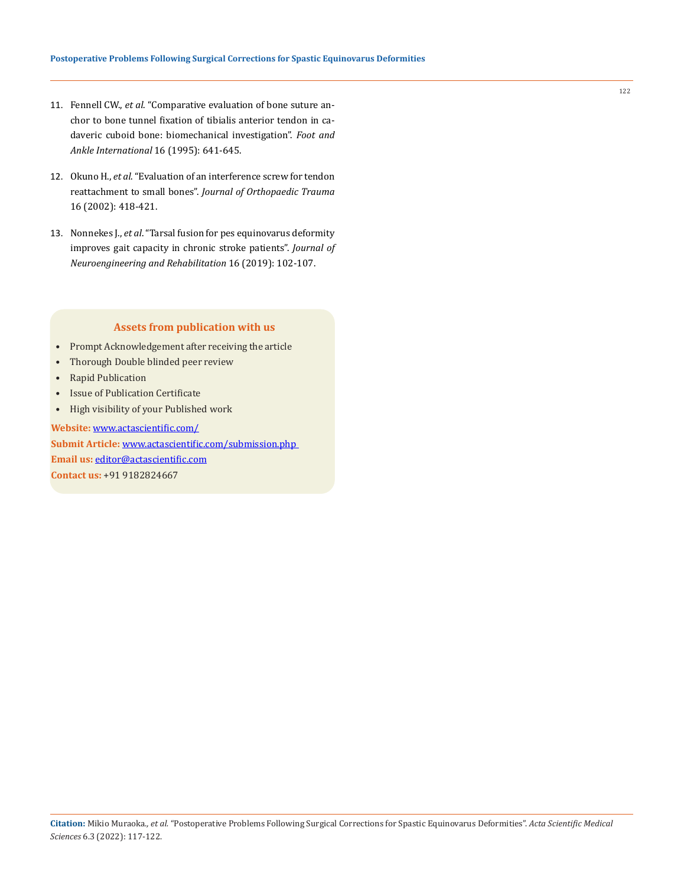11. Fennell CW., *et al*. "Comparative evaluation of bone suture anchor to bone tunnel fixation of tibialis anterior tendon in cadaveric cuboid bone: biomechanical investigation". *Foot and Ankle International* 16 (1995): 641-645.

12. Okuno H., *et al*. "Evaluation of an interference screw for tendon reattachment to small bones". *Journal of Orthopaedic Trauma* 16 (2002): 418-421.

13. Nonnekes J., *et al*. "Tarsal fusion for pes equinovarus deformity improves gait capacity in chronic stroke patients". *Journal of Neuroengineering and Rehabilitation* 16 (2019): 102-107.

**Assets from publication with us**

- Prompt Acknowledgement after receiving the article
- Thorough Double blinded peer review
- Rapid Publication
- Issue of Publication Certificate
- High visibility of your Published work

**Website:** www.actascientific.com/
**Submit Article:** www.actascientific.com/submission.php
**Email us:** editor@actascientific.com
**Contact us:** +91 9182824667

**Citation:** Mikio Muraoka., *et al.* "Postoperative Problems Following Surgical Corrections for Spastic Equinovarus Deformities". *Acta Scientific Medical Sciences* 6.3 (2022): 117-122.